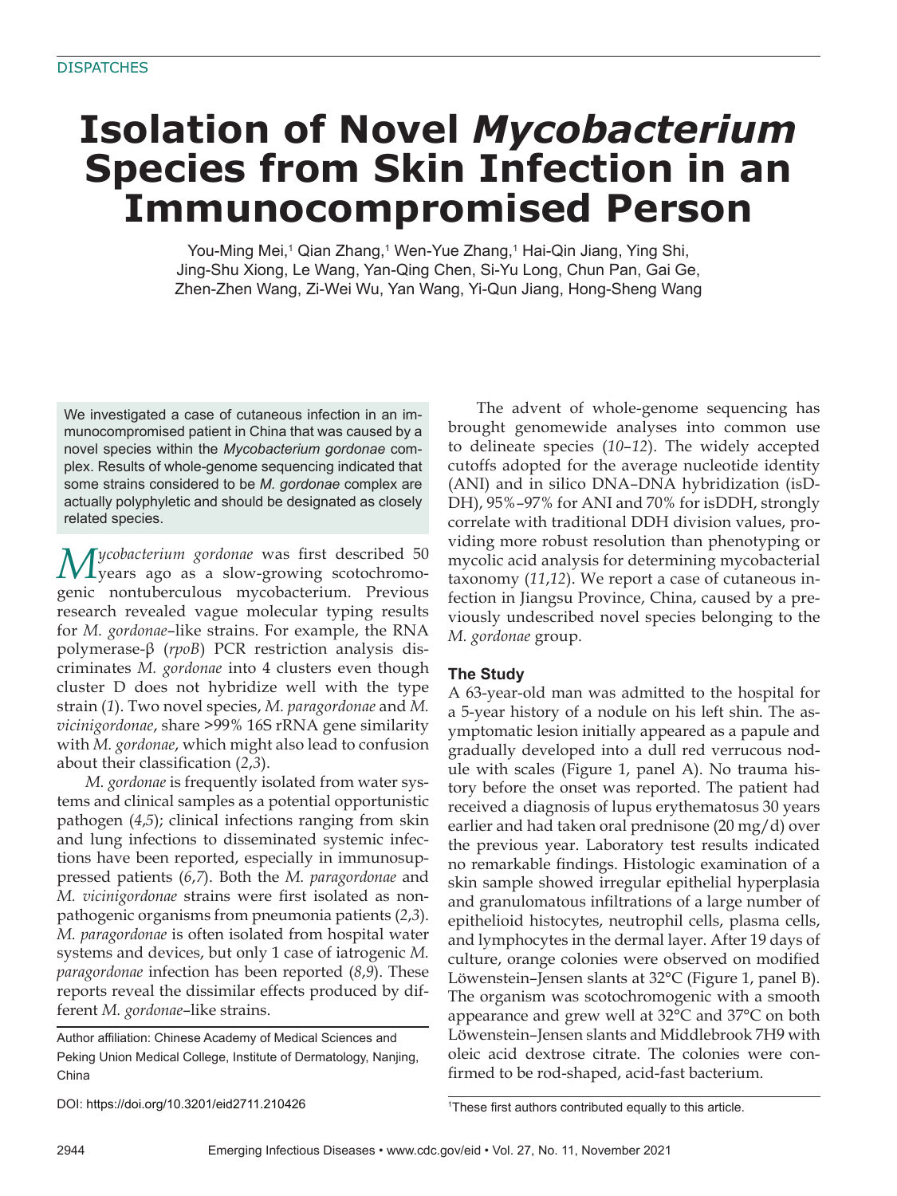DISPATCHES

# Isolation of Novel *Mycobacterium* Species from Skin Infection in an Immunocompromised Person

You-Ming Mei,[1] Qian Zhang,[1] Wen-Yue Zhang,[1] Hai-Qin Jiang, Ying Shi, Jing-Shu Xiong, Le Wang, Yan-Qing Chen, Si-Yu Long, Chun Pan, Gai Ge, Zhen-Zhen Wang, Zi-Wei Wu, Yan Wang, Yi-Qun Jiang, Hong-Sheng Wang

We investigated a case of cutaneous infection in an immunocompromised patient in China that was caused by a novel species within the *Mycobacterium gordonae* complex. Results of whole-genome sequencing indicated that some strains considered to be *M. gordonae* complex are actually polyphyletic and should be designated as closely related species.

*Mycobacterium gordonae* was first described 50 years ago as a slow-growing scotochromogenic nontuberculous mycobacterium. Previous research revealed vague molecular typing results for *M. gordonae*–like strains. For example, the RNA polymerase-β (*rpoB*) PCR restriction analysis discriminates *M. gordonae* into 4 clusters even though cluster D does not hybridize well with the type strain (*1*). Two novel species, *M. paragordonae* and *M. vicinigordonae*, share >99% 16S rRNA gene similarity with *M. gordonae*, which might also lead to confusion about their classification (*2*,*3*).

*M. gordonae* is frequently isolated from water systems and clinical samples as a potential opportunistic pathogen (*4*,*5*); clinical infections ranging from skin and lung infections to disseminated systemic infections have been reported, especially in immunosuppressed patients (*6*,*7*). Both the *M. paragordonae* and *M. vicinigordonae* strains were first isolated as nonpathogenic organisms from pneumonia patients (*2*,*3*). *M. paragordonae* is often isolated from hospital water systems and devices, but only 1 case of iatrogenic *M. paragordonae* infection has been reported (*8*,*9*). These reports reveal the dissimilar effects produced by different *M. gordonae*–like strains.

Author affiliation: Chinese Academy of Medical Sciences and Peking Union Medical College, Institute of Dermatology, Nanjing, China

DOI: https://doi.org/10.3201/eid2711.210426

The advent of whole-genome sequencing has brought genomewide analyses into common use to delineate species (*10*–*12*). The widely accepted cutoffs adopted for the average nucleotide identity (ANI) and in silico DNA–DNA hybridization (isDDH), 95%–97% for ANI and 70% for isDDH, strongly correlate with traditional DDH division values, providing more robust resolution than phenotyping or mycolic acid analysis for determining mycobacterial taxonomy (*11*,*12*). We report a case of cutaneous infection in Jiangsu Province, China, caused by a previously undescribed novel species belonging to the *M. gordonae* group.

### The Study

A 63-year-old man was admitted to the hospital for a 5-year history of a nodule on his left shin. The asymptomatic lesion initially appeared as a papule and gradually developed into a dull red verrucous nodule with scales (Figure 1, panel A). No trauma history before the onset was reported. The patient had received a diagnosis of lupus erythematosus 30 years earlier and had taken oral prednisone (20 mg/d) over the previous year. Laboratory test results indicated no remarkable findings. Histologic examination of a skin sample showed irregular epithelial hyperplasia and granulomatous infiltrations of a large number of epithelioid histocytes, neutrophil cells, plasma cells, and lymphocytes in the dermal layer. After 19 days of culture, orange colonies were observed on modified Löwenstein–Jensen slants at 32°C (Figure 1, panel B). The organism was scotochromogenic with a smooth appearance and grew well at 32°C and 37°C on both Löwenstein–Jensen slants and Middlebrook 7H9 with oleic acid dextrose citrate. The colonies were confirmed to be rod-shaped, acid-fast bacterium.

[1]These first authors contributed equally to this article.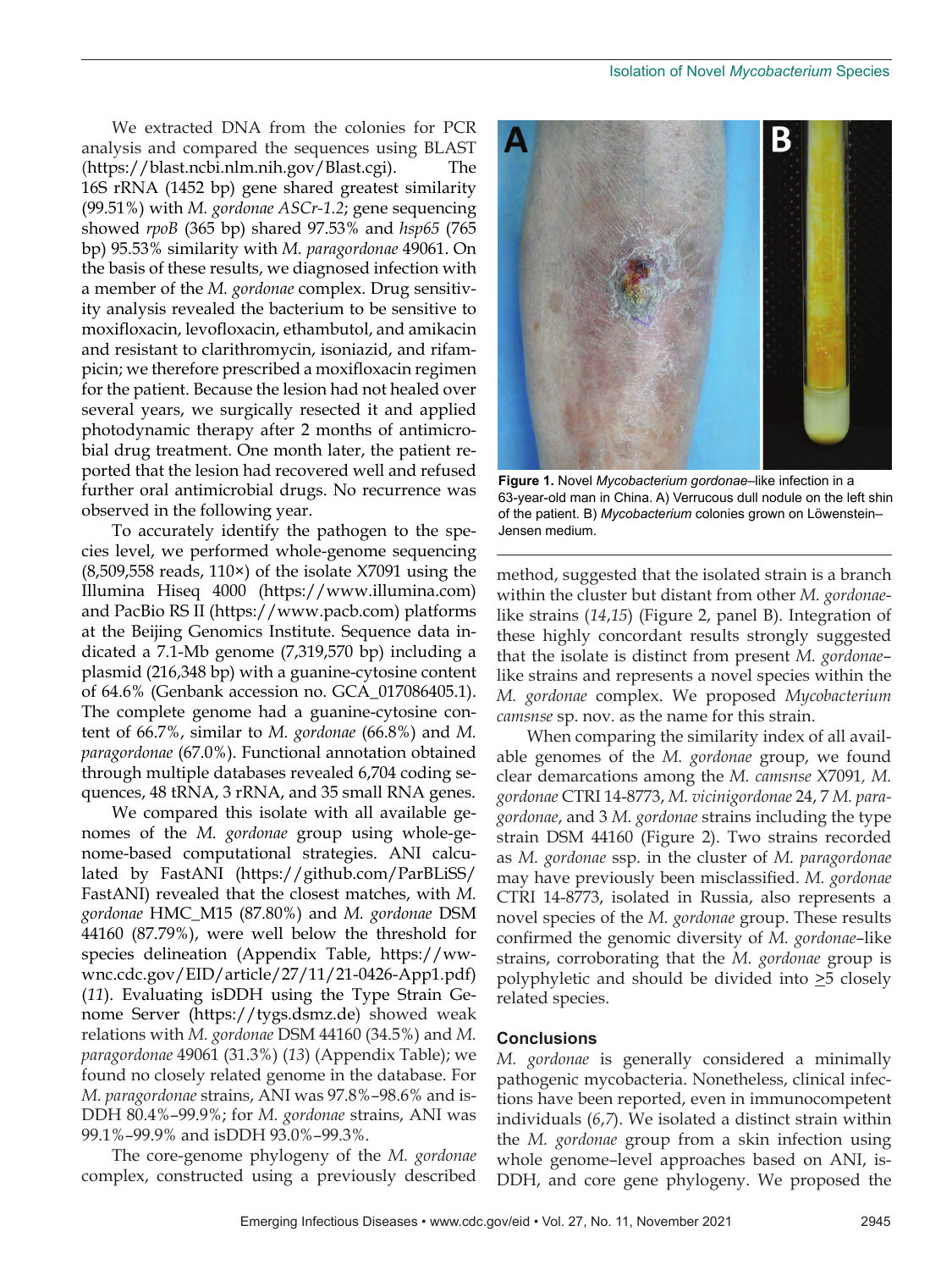We extracted DNA from the colonies for PCR analysis and compared the sequences using BLAST (https://blast.ncbi.nlm.nih.gov/Blast.cgi). The 16S rRNA (1452 bp) gene shared greatest similarity (99.51%) with *M. gordonae ASCr-1.2*; gene sequencing showed *rpoB* (365 bp) shared 97.53% and *hsp65* (765 bp) 95.53% similarity with *M. paragordonae* 49061. On the basis of these results, we diagnosed infection with a member of the *M. gordonae* complex. Drug sensitivity analysis revealed the bacterium to be sensitive to moxifloxacin, levofloxacin, ethambutol, and amikacin and resistant to clarithromycin, isoniazid, and rifampicin; we therefore prescribed a moxifloxacin regimen for the patient. Because the lesion had not healed over several years, we surgically resected it and applied photodynamic therapy after 2 months of antimicrobial drug treatment. One month later, the patient reported that the lesion had recovered well and refused further oral antimicrobial drugs. No recurrence was observed in the following year.

To accurately identify the pathogen to the species level, we performed whole-genome sequencing (8,509,558 reads, 110×) of the isolate X7091 using the Illumina Hiseq 4000 (https://www.illumina.com) and PacBio RS II (https://www.pacb.com) platforms at the Beijing Genomics Institute. Sequence data indicated a 7.1-Mb genome (7,319,570 bp) including a plasmid (216,348 bp) with a guanine-cytosine content of 64.6% (Genbank accession no. GCA_017086405.1). The complete genome had a guanine-cytosine content of 66.7%, similar to *M. gordonae* (66.8%) and *M. paragordonae* (67.0%). Functional annotation obtained through multiple databases revealed 6,704 coding sequences, 48 tRNA, 3 rRNA, and 35 small RNA genes.

We compared this isolate with all available genomes of the *M. gordonae* group using whole-genome–based computational strategies. ANI calculated by FastANI (https://github.com/ParBLiSS/FastANI) revealed that the closest matches, with *M. gordonae* HMC_M15 (87.80%) and *M. gordonae* DSM 44160 (87.79%), were well below the threshold for species delineation (Appendix Table, https://wwwnc.cdc.gov/EID/article/27/11/21-0426-App1.pdf) (*11*). Evaluating isDDH using the Type Strain Genome Server (https://tygs.dsmz.de) showed weak relations with *M. gordonae* DSM 44160 (34.5%) and *M. paragordonae* 49061 (31.3%) (*13*) (Appendix Table); we found no closely related genome in the database. For *M. paragordonae* strains, ANI was 97.8%–98.6% and isDDH 80.4%–99.9%; for *M. gordonae* strains, ANI was 99.1%–99.9% and isDDH 93.0%–99.3%.

The core-genome phylogeny of the *M. gordonae* complex, constructed using a previously described method, suggested that the isolated strain is a branch within the cluster but distant from other *M. gordonae*-like strains (*14*,*15*) (Figure 2, panel B). Integration of these highly concordant results strongly suggested that the isolate is distinct from present *M. gordonae*–like strains and represents a novel species within the *M. gordonae* complex. We proposed *Mycobacterium camsnse* sp. nov. as the name for this strain.

Figure 1. Novel *Mycobacterium gordonae*–like infection in a 63-year-old man in China. A) Verrucous dull nodule on the left shin of the patient. B) *Mycobacterium* colonies grown on Löwenstein–Jensen medium.

When comparing the similarity index of all available genomes of the *M. gordonae* group, we found clear demarcations among the *M. camsnse* X7091*, M. gordonae* CTRI 14-8773, *M. vicinigordonae* 24, 7 *M. paragordonae*, and 3 *M. gordonae* strains including the type strain DSM 44160 (Figure 2). Two strains recorded as *M. gordonae* ssp. in the cluster of *M. paragordonae* may have previously been misclassified. *M. gordonae* CTRI 14-8773, isolated in Russia, also represents a novel species of the *M. gordonae* group. These results confirmed the genomic diversity of *M. gordonae*–like strains, corroborating that the *M. gordonae* group is polyphyletic and should be divided into ≥5 closely related species.

## Conclusions

*M. gordonae* is generally considered a minimally pathogenic mycobacteria. Nonetheless, clinical infections have been reported, even in immunocompetent individuals (*6*,*7*). We isolated a distinct strain within the *M. gordonae* group from a skin infection using whole genome–level approaches based on ANI, isDDH, and core gene phylogeny. We proposed the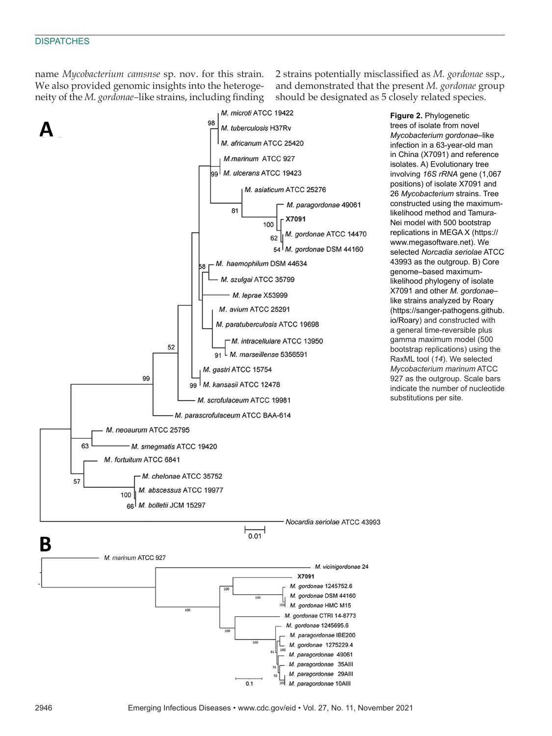name *Mycobacterium camsnse* sp. nov. for this strain. We also provided genomic insights into the heterogeneity of the *M. gordonae*–like strains, including finding 2 strains potentially misclassified as *M. gordonae* ssp., and demonstrated that the present *M. gordonae* group should be designated as 5 closely related species.

**Figure 2.** Phylogenetic trees of isolate from novel *Mycobacterium gordonae*–like infection in a 63-year-old man in China (X7091) and reference isolates. A) Evolutionary tree involving *16S rRNA* gene (1,067 positions) of isolate X7091 and 26 *Mycobacterium* strains. Tree constructed using the maximum-likelihood method and Tamura-Nei model with 500 bootstrap replications in MEGA X (https://www.megasoftware.net). We selected *Norcadia seriolae* ATCC 43993 as the outgroup. B) Core genome–based maximum-likelihood phylogeny of isolate X7091 and other *M. gordonae*–like strains analyzed by Roary (https://sanger-pathogens.github.io/Roary) and constructed with a general time-reversible plus gamma maximum model (500 bootstrap replications) using the RaxML tool (14). We selected *Mycobacterium marinum* ATCC 927 as the outgroup. Scale bars indicate the number of nucleotide substitutions per site.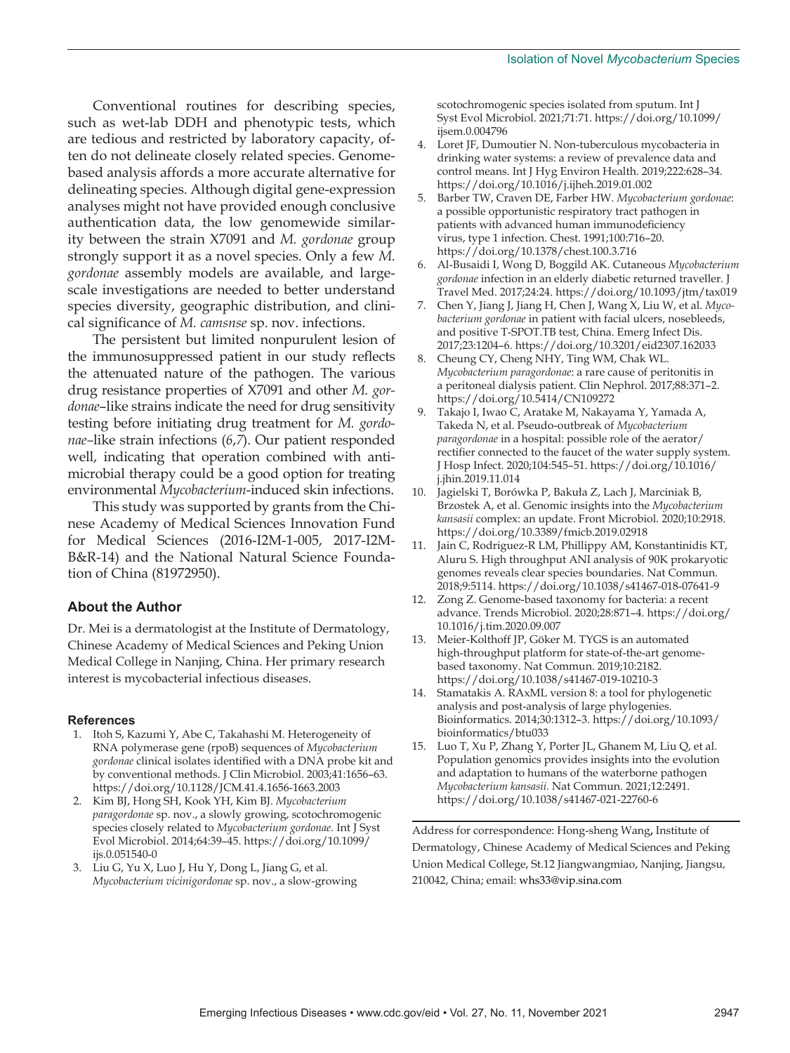Conventional routines for describing species, such as wet-lab DDH and phenotypic tests, which are tedious and restricted by laboratory capacity, often do not delineate closely related species. Genome-based analysis affords a more accurate alternative for delineating species. Although digital gene-expression analyses might not have provided enough conclusive authentication data, the low genomewide similarity between the strain X7091 and *M. gordonae* group strongly support it as a novel species. Only a few *M. gordonae* assembly models are available, and large-scale investigations are needed to better understand species diversity, geographic distribution, and clinical significance of *M. camsnse* sp. nov. infections.

The persistent but limited nonpurulent lesion of the immunosuppressed patient in our study reflects the attenuated nature of the pathogen. The various drug resistance properties of X7091 and other *M. gordonae*–like strains indicate the need for drug sensitivity testing before initiating drug treatment for *M. gordonae*–like strain infections (*6*,*7*). Our patient responded well, indicating that operation combined with antimicrobial therapy could be a good option for treating environmental *Mycobacterium*-induced skin infections.

This study was supported by grants from the Chinese Academy of Medical Sciences Innovation Fund for Medical Sciences (2016-I2M-1-005, 2017-I2M-B&R-14) and the National Natural Science Foundation of China (81972950).

## About the Author

Dr. Mei is a dermatologist at the Institute of Dermatology, Chinese Academy of Medical Sciences and Peking Union Medical College in Nanjing, China. Her primary research interest is mycobacterial infectious diseases.

## References

1. Itoh S, Kazumi Y, Abe C, Takahashi M. Heterogeneity of RNA polymerase gene (rpoB) sequences of *Mycobacterium gordonae* clinical isolates identified with a DNA probe kit and by conventional methods. J Clin Microbiol. 2003;41:1656–63. https://doi.org/10.1128/JCM.41.4.1656-1663.2003
2. Kim BJ, Hong SH, Kook YH, Kim BJ. *Mycobacterium paragordonae* sp. nov., a slowly growing, scotochromogenic species closely related to *Mycobacterium gordonae.* Int J Syst Evol Microbiol. 2014;64:39–45. https://doi.org/10.1099/ijs.0.051540-0
3. Liu G, Yu X, Luo J, Hu Y, Dong L, Jiang G, et al. *Mycobacterium vicinigordonae* sp. nov., a slow-growing scotochromogenic species isolated from sputum. Int J Syst Evol Microbiol. 2021;71:71. https://doi.org/10.1099/ijsem.0.004796
4. Loret JF, Dumoutier N. Non-tuberculous mycobacteria in drinking water systems: a review of prevalence data and control means. Int J Hyg Environ Health. 2019;222:628–34. https://doi.org/10.1016/j.ijheh.2019.01.002
5. Barber TW, Craven DE, Farber HW. *Mycobacterium gordonae*: a possible opportunistic respiratory tract pathogen in patients with advanced human immunodeficiency virus, type 1 infection. Chest. 1991;100:716–20. https://doi.org/10.1378/chest.100.3.716
6. Al-Busaidi I, Wong D, Boggild AK. Cutaneous *Mycobacterium gordonae* infection in an elderly diabetic returned traveller. J Travel Med. 2017;24:24. https://doi.org/10.1093/jtm/tax019
7. Chen Y, Jiang J, Jiang H, Chen J, Wang X, Liu W, et al. *Mycobacterium gordonae* in patient with facial ulcers, nosebleeds, and positive T-SPOT.TB test, China. Emerg Infect Dis. 2017;23:1204–6. https://doi.org/10.3201/eid2307.162033
8. Cheung CY, Cheng NHY, Ting WM, Chak WL. *Mycobacterium paragordonae*: a rare cause of peritonitis in a peritoneal dialysis patient. Clin Nephrol. 2017;88:371–2. https://doi.org/10.5414/CN109272
9. Takajo I, Iwao C, Aratake M, Nakayama Y, Yamada A, Takeda N, et al. Pseudo-outbreak of *Mycobacterium paragordonae* in a hospital: possible role of the aerator/rectifier connected to the faucet of the water supply system. J Hosp Infect. 2020;104:545–51. https://doi.org/10.1016/j.jhin.2019.11.014
10. Jagielski T, Borówka P, Bakuła Z, Lach J, Marciniak B, Brzostek A, et al. Genomic insights into the *Mycobacterium kansasii* complex: an update. Front Microbiol. 2020;10:2918. https://doi.org/10.3389/fmicb.2019.02918
11. Jain C, Rodriguez-R LM, Phillippy AM, Konstantinidis KT, Aluru S. High throughput ANI analysis of 90K prokaryotic genomes reveals clear species boundaries. Nat Commun. 2018;9:5114. https://doi.org/10.1038/s41467-018-07641-9
12. Zong Z. Genome-based taxonomy for bacteria: a recent advance. Trends Microbiol. 2020;28:871–4. https://doi.org/10.1016/j.tim.2020.09.007
13. Meier-Kolthoff JP, Göker M. TYGS is an automated high-throughput platform for state-of-the-art genome-based taxonomy. Nat Commun. 2019;10:2182. https://doi.org/10.1038/s41467-019-10210-3
14. Stamatakis A. RAxML version 8: a tool for phylogenetic analysis and post-analysis of large phylogenies. Bioinformatics. 2014;30:1312–3. https://doi.org/10.1093/bioinformatics/btu033
15. Luo T, Xu P, Zhang Y, Porter JL, Ghanem M, Liu Q, et al. Population genomics provides insights into the evolution and adaptation to humans of the waterborne pathogen *Mycobacterium kansasii.* Nat Commun. 2021;12:2491. https://doi.org/10.1038/s41467-021-22760-6

Address for correspondence: Hong-sheng Wang**,** Institute of Dermatology, Chinese Academy of Medical Sciences and Peking Union Medical College, St.12 Jiangwangmiao, Nanjing, Jiangsu, 210042, China; email: whs33@vip.sina.com